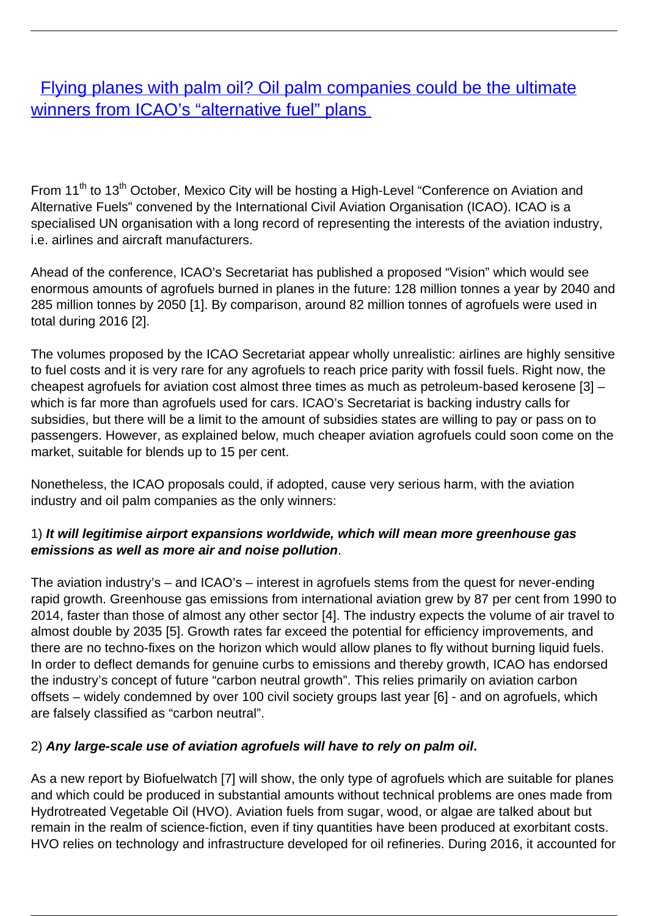# Flying planes with palm oil? Oil palm companies could be the ultimate winners from ICAO's "alternative fuel" plans

From 11th to 13th October, Mexico City will be hosting a High-Level "Conference on Aviation and Alternative Fuels" convened by the International Civil Aviation Organisation (ICAO). ICAO is a specialised UN organisation with a long record of representing the interests of the aviation industry, i.e. airlines and aircraft manufacturers.

Ahead of the conference, ICAO's Secretariat has published a proposed "Vision" which would see enormous amounts of agrofuels burned in planes in the future: 128 million tonnes a year by 2040 and 285 million tonnes by 2050 [1]. By comparison, around 82 million tonnes of agrofuels were used in total during 2016 [2].

The volumes proposed by the ICAO Secretariat appear wholly unrealistic: airlines are highly sensitive to fuel costs and it is very rare for any agrofuels to reach price parity with fossil fuels. Right now, the cheapest agrofuels for aviation cost almost three times as much as petroleum-based kerosene [3] – which is far more than agrofuels used for cars. ICAO's Secretariat is backing industry calls for subsidies, but there will be a limit to the amount of subsidies states are willing to pay or pass on to passengers. However, as explained below, much cheaper aviation agrofuels could soon come on the market, suitable for blends up to 15 per cent.

Nonetheless, the ICAO proposals could, if adopted, cause very serious harm, with the aviation industry and oil palm companies as the only winners:

1) ***It will legitimise airport expansions worldwide, which will mean more greenhouse gas emissions as well as more air and noise pollution***.

The aviation industry's – and ICAO's – interest in agrofuels stems from the quest for never-ending rapid growth. Greenhouse gas emissions from international aviation grew by 87 per cent from 1990 to 2014, faster than those of almost any other sector [4]. The industry expects the volume of air travel to almost double by 2035 [5]. Growth rates far exceed the potential for efficiency improvements, and there are no techno-fixes on the horizon which would allow planes to fly without burning liquid fuels. In order to deflect demands for genuine curbs to emissions and thereby growth, ICAO has endorsed the industry's concept of future "carbon neutral growth". This relies primarily on aviation carbon offsets – widely condemned by over 100 civil society groups last year [6] - and on agrofuels, which are falsely classified as "carbon neutral".

2) ***Any large-scale use of aviation agrofuels will have to rely on palm oil*.**

As a new report by Biofuelwatch [7] will show, the only type of agrofuels which are suitable for planes and which could be produced in substantial amounts without technical problems are ones made from Hydrotreated Vegetable Oil (HVO). Aviation fuels from sugar, wood, or algae are talked about but remain in the realm of science-fiction, even if tiny quantities have been produced at exorbitant costs. HVO relies on technology and infrastructure developed for oil refineries. During 2016, it accounted for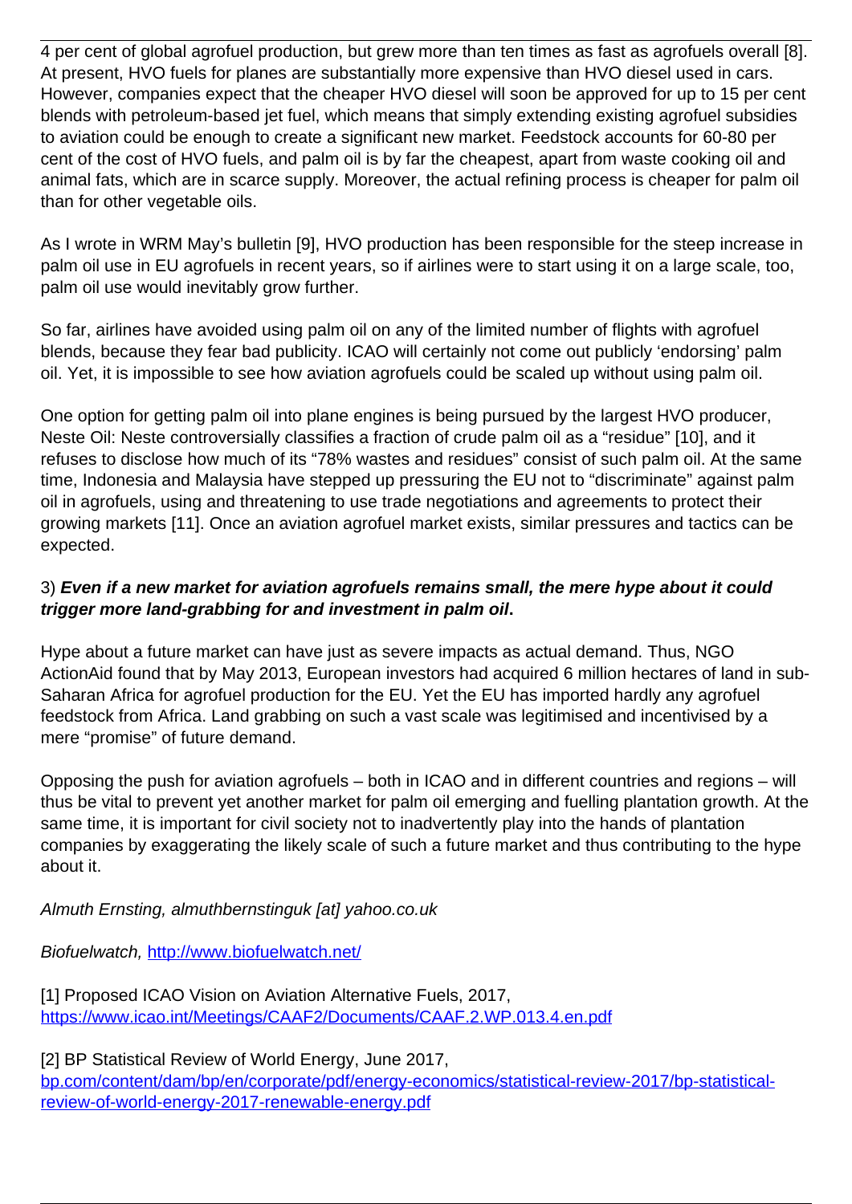4 per cent of global agrofuel production, but grew more than ten times as fast as agrofuels overall [8]. At present, HVO fuels for planes are substantially more expensive than HVO diesel used in cars. However, companies expect that the cheaper HVO diesel will soon be approved for up to 15 per cent blends with petroleum-based jet fuel, which means that simply extending existing agrofuel subsidies to aviation could be enough to create a significant new market. Feedstock accounts for 60-80 per cent of the cost of HVO fuels, and palm oil is by far the cheapest, apart from waste cooking oil and animal fats, which are in scarce supply. Moreover, the actual refining process is cheaper for palm oil than for other vegetable oils.

As I wrote in WRM May's bulletin [9], HVO production has been responsible for the steep increase in palm oil use in EU agrofuels in recent years, so if airlines were to start using it on a large scale, too, palm oil use would inevitably grow further.

So far, airlines have avoided using palm oil on any of the limited number of flights with agrofuel blends, because they fear bad publicity. ICAO will certainly not come out publicly 'endorsing' palm oil. Yet, it is impossible to see how aviation agrofuels could be scaled up without using palm oil.

One option for getting palm oil into plane engines is being pursued by the largest HVO producer, Neste Oil: Neste controversially classifies a fraction of crude palm oil as a "residue" [10], and it refuses to disclose how much of its "78% wastes and residues" consist of such palm oil. At the same time, Indonesia and Malaysia have stepped up pressuring the EU not to "discriminate" against palm oil in agrofuels, using and threatening to use trade negotiations and agreements to protect their growing markets [11]. Once an aviation agrofuel market exists, similar pressures and tactics can be expected.

3) ***Even if a new market for aviation agrofuels remains small, the mere hype about it could trigger more land-grabbing for and investment in palm oil*.**

Hype about a future market can have just as severe impacts as actual demand. Thus, NGO ActionAid found that by May 2013, European investors had acquired 6 million hectares of land in sub-Saharan Africa for agrofuel production for the EU. Yet the EU has imported hardly any agrofuel feedstock from Africa. Land grabbing on such a vast scale was legitimised and incentivised by a mere "promise" of future demand.

Opposing the push for aviation agrofuels – both in ICAO and in different countries and regions – will thus be vital to prevent yet another market for palm oil emerging and fuelling plantation growth. At the same time, it is important for civil society not to inadvertently play into the hands of plantation companies by exaggerating the likely scale of such a future market and thus contributing to the hype about it.

*Almuth Ernsting, almuthbernstinguk [at] yahoo.co.uk*

*Biofuelwatch,* [http://www.biofuelwatch.net/](http://www.biofuelwatch.net/)

[1] Proposed ICAO Vision on Aviation Alternative Fuels, 2017, [https://www.icao.int/Meetings/CAAF2/Documents/CAAF.2.WP.013.4.en.pdf](https://www.icao.int/Meetings/CAAF2/Documents/CAAF.2.WP.013.4.en.pdf)

[2] BP Statistical Review of World Energy, June 2017, [bp.com/content/dam/bp/en/corporate/pdf/energy-economics/statistical-review-2017/bp-statistical-review-of-world-energy-2017-renewable-energy.pdf](bp.com/content/dam/bp/en/corporate/pdf/energy-economics/statistical-review-2017/bp-statistical-review-of-world-energy-2017-renewable-energy.pdf)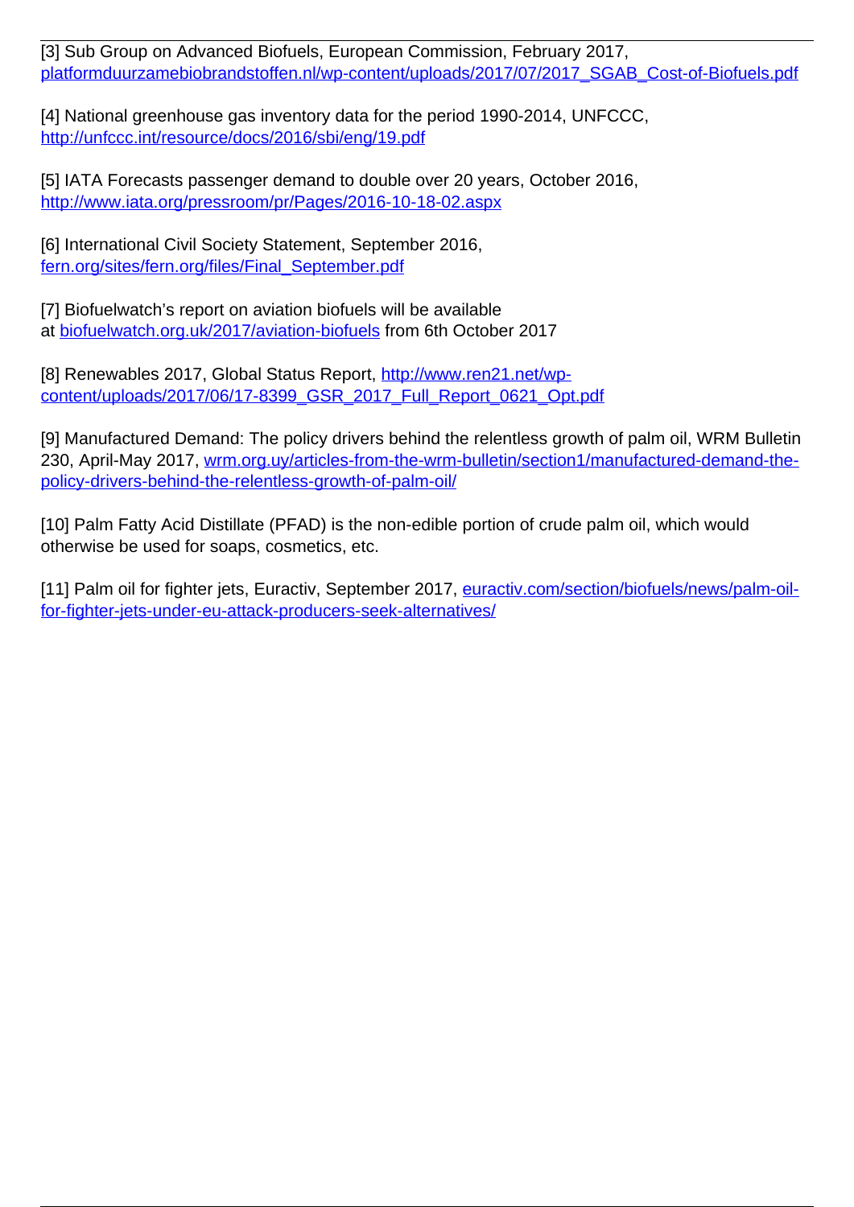[3] Sub Group on Advanced Biofuels, European Commission, February 2017, [platformduurzamebiobrandstoffen.nl/wp-content/uploads/2017/07/2017_SGAB_Cost-of-Biofuels.pdf](platformduurzamebiobrandstoffen.nl/wp-content/uploads/2017/07/2017_SGAB_Cost-of-Biofuels.pdf)

[4] National greenhouse gas inventory data for the period 1990-2014, UNFCCC, [http://unfccc.int/resource/docs/2016/sbi/eng/19.pdf](http://unfccc.int/resource/docs/2016/sbi/eng/19.pdf)

[5] IATA Forecasts passenger demand to double over 20 years, October 2016, [http://www.iata.org/pressroom/pr/Pages/2016-10-18-02.aspx](http://www.iata.org/pressroom/pr/Pages/2016-10-18-02.aspx)

[6] International Civil Society Statement, September 2016, [fern.org/sites/fern.org/files/Final_September.pdf](fern.org/sites/fern.org/files/Final_September.pdf)

[7] Biofuelwatch's report on aviation biofuels will be available at [biofuelwatch.org.uk/2017/aviation-biofuels](biofuelwatch.org.uk/2017/aviation-biofuels) from 6th October 2017

[8] Renewables 2017, Global Status Report, [http://www.ren21.net/wp-content/uploads/2017/06/17-8399_GSR_2017_Full_Report_0621_Opt.pdf](http://www.ren21.net/wp-content/uploads/2017/06/17-8399_GSR_2017_Full_Report_0621_Opt.pdf)

[9] Manufactured Demand: The policy drivers behind the relentless growth of palm oil, WRM Bulletin 230, April-May 2017, [wrm.org.uy/articles-from-the-wrm-bulletin/section1/manufactured-demand-the-policy-drivers-behind-the-relentless-growth-of-palm-oil/](wrm.org.uy/articles-from-the-wrm-bulletin/section1/manufactured-demand-the-policy-drivers-behind-the-relentless-growth-of-palm-oil/)

[10] Palm Fatty Acid Distillate (PFAD) is the non-edible portion of crude palm oil, which would otherwise be used for soaps, cosmetics, etc.

[11] Palm oil for fighter jets, Euractiv, September 2017, [euractiv.com/section/biofuels/news/palm-oil-for-fighter-jets-under-eu-attack-producers-seek-alternatives/](euractiv.com/section/biofuels/news/palm-oil-for-fighter-jets-under-eu-attack-producers-seek-alternatives/)